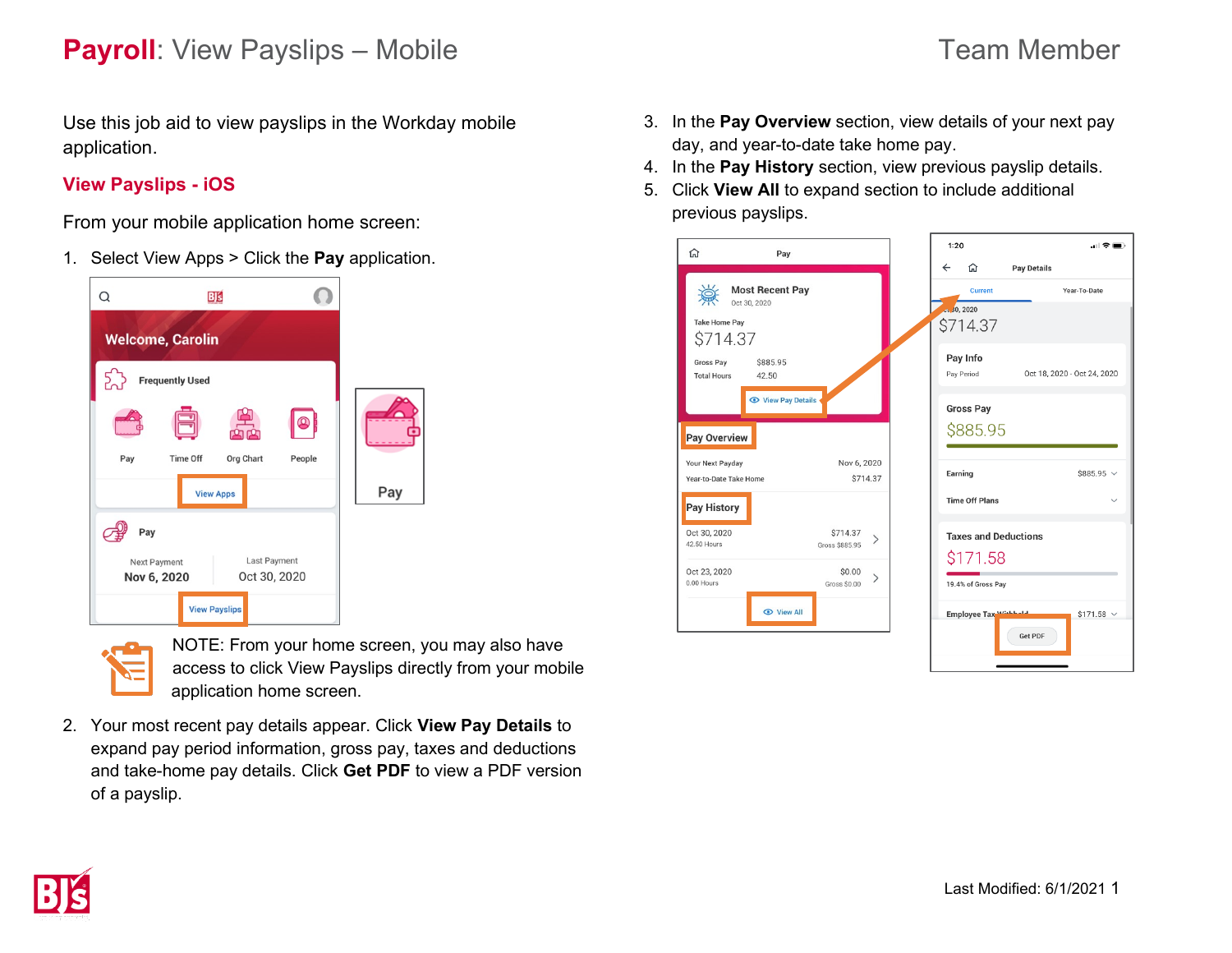# **Payroll**: View Payslips – Mobile

Team Member

Use this job aid to view payslips in the Workday mobile application.

## View Payslips - iOS

From your mobile application home screen:

1. Select View Apps > Click the **Pay** application.

NOTE: From your home screen, you may also have access to click View Payslips directly from your mobile application home screen.

2. Your most recent pay details appear. Click **View Pay Details** to expand pay period information, gross pay, taxes and deductions and take-home pay details. Click **Get PDF** to view a PDF version of a payslip.
3. In the **Pay Overview** section, view details of your next pay day, and year-to-date take home pay.
4. In the **Pay History** section, view previous payslip details.
5. Click **View All** to expand section to include additional previous payslips.

Last Modified: 6/1/2021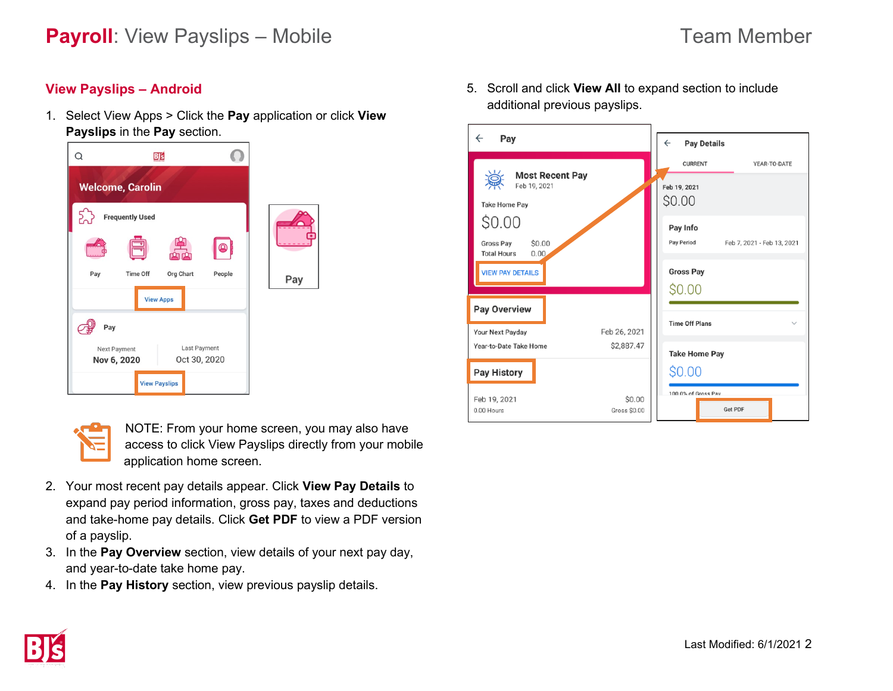# **Payroll**: View Payslips – Mobile

Team Member

## View Payslips – Android

1. Select View Apps > Click the **Pay** application or click **View Payslips** in the **Pay** section.

NOTE: From your home screen, you may also have access to click View Payslips directly from your mobile application home screen.

2. Your most recent pay details appear. Click **View Pay Details** to expand pay period information, gross pay, taxes and deductions and take-home pay details. Click **Get PDF** to view a PDF version of a payslip.
3. In the **Pay Overview** section, view details of your next pay day, and year-to-date take home pay.
4. In the **Pay History** section, view previous payslip details.
5. Scroll and click **View All** to expand section to include additional previous payslips.

Last Modified: 6/1/2021